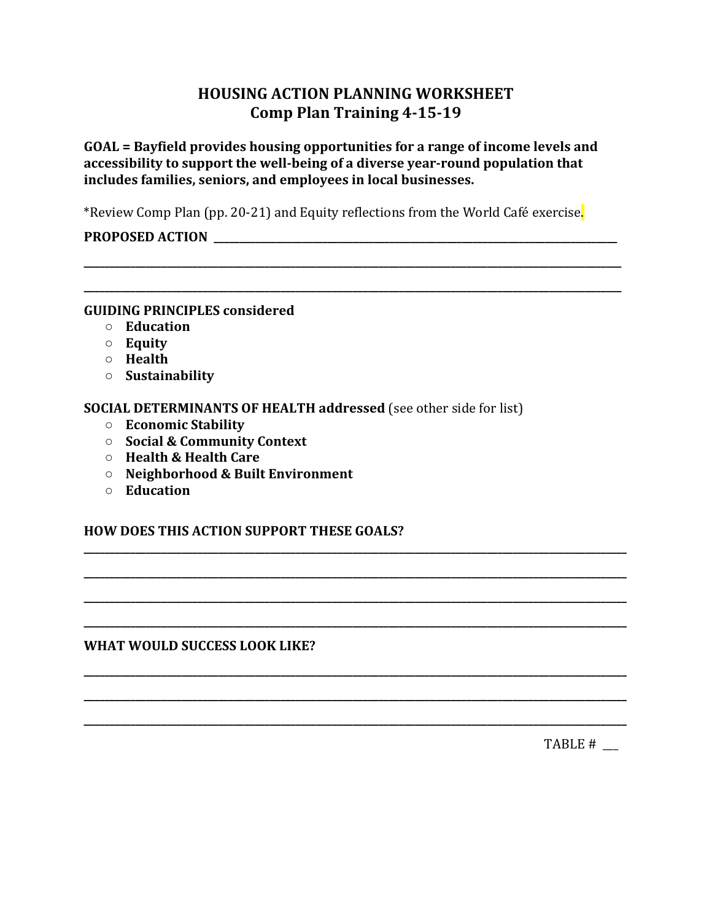# HOUSING ACTION PLANNING WORKSHEET
## Comp Plan Training 4-15-19

**GOAL = Bayfield provides housing opportunities for a range of income levels and accessibility to support the well-being of a diverse year-round population that includes families, seniors, and employees in local businesses.**

*Review Comp Plan (pp. 20-21) and Equity reflections from the World Café exercise.

**PROPOSED ACTION** ________________________________________________________________

______________________________________________________________________________

______________________________________________________________________________

**GUIDING PRINCIPLES considered**

- ○ **Education**
- ○ **Equity**
- ○ **Health**
- ○ **Sustainability**

**SOCIAL DETERMINANTS OF HEALTH addressed** (see other side for list)

- ○ **Economic Stability**
- ○ **Social & Community Context**
- ○ **Health & Health Care**
- ○ **Neighborhood & Built Environment**
- ○ **Education**

**HOW DOES THIS ACTION SUPPORT THESE GOALS?**

______________________________________________________________________________

______________________________________________________________________________

______________________________________________________________________________

______________________________________________________________________________

**WHAT WOULD SUCCESS LOOK LIKE?**

______________________________________________________________________________

______________________________________________________________________________

______________________________________________________________________________

TABLE # ___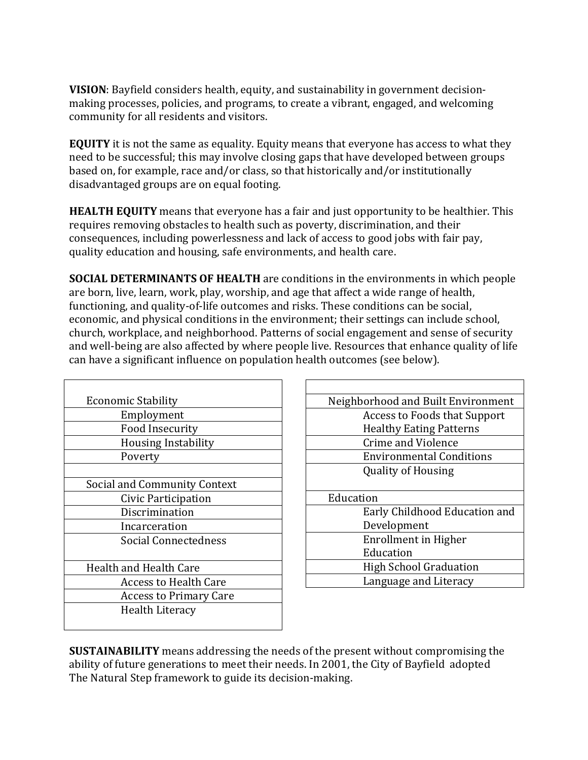**VISION**: Bayfield considers health, equity, and sustainability in government decision-making processes, policies, and programs, to create a vibrant, engaged, and welcoming community for all residents and visitors.

**EQUITY** it is not the same as equality. Equity means that everyone has access to what they need to be successful; this may involve closing gaps that have developed between groups based on, for example, race and/or class, so that historically and/or institutionally disadvantaged groups are on equal footing.

**HEALTH EQUITY** means that everyone has a fair and just opportunity to be healthier. This requires removing obstacles to health such as poverty, discrimination, and their consequences, including powerlessness and lack of access to good jobs with fair pay, quality education and housing, safe environments, and health care.

**SOCIAL DETERMINANTS OF HEALTH** are conditions in the environments in which people are born, live, learn, work, play, worship, and age that affect a wide range of health, functioning, and quality-of-life outcomes and risks. These conditions can be social, economic, and physical conditions in the environment; their settings can include school, church, workplace, and neighborhood. Patterns of social engagement and sense of security and well-being are also affected by where people live. Resources that enhance quality of life can have a significant influence on population health outcomes (see below).

| |
|---|
| Economic Stability |
| Employment |
| Food Insecurity |
| Housing Instability |
| Poverty |
| |
| Social and Community Context |
| Civic Participation |
| Discrimination |
| Incarceration |
| Social Connectedness |
| Health and Health Care |
| Access to Health Care |
| Access to Primary Care |
| Health Literacy |

| |
|---|
| Neighborhood and Built Environment |
| Access to Foods that Support Healthy Eating Patterns |
| Crime and Violence |
| Environmental Conditions |
| Quality of Housing |
| Education |
| Early Childhood Education and Development |
| Enrollment in Higher Education |
| High School Graduation |
| Language and Literacy |

**SUSTAINABILITY** means addressing the needs of the present without compromising the ability of future generations to meet their needs. In 2001, the City of Bayfield adopted The Natural Step framework to guide its decision-making.